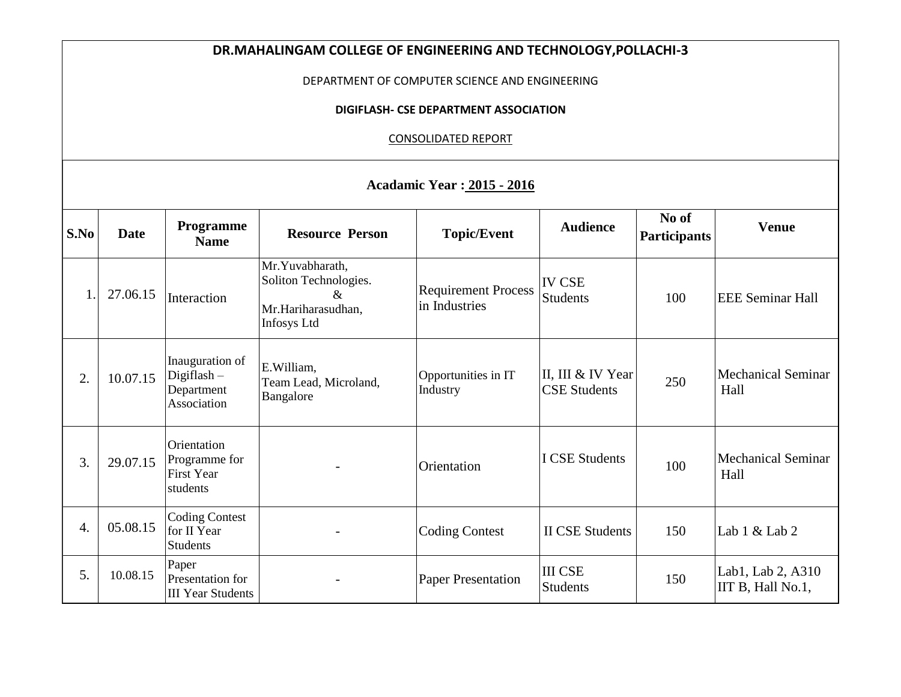# DR.MAHALINGAM COLLEGE OF ENGINEERING AND TECHNOLOGY,POLLACHI-3

DEPARTMENT OF COMPUTER SCIENCE AND ENGINEERING

**DIGIFLASH- CSE DEPARTMENT ASSOCIATION**

CONSOLIDATED REPORT

**Acadamic Year : 2015 - 2016**

| S.No | Date | Programme Name | Resource Person | Topic/Event | Audience | No of Participants | Venue |
|---|---|---|---|---|---|---|---|
| 1. | 27.06.15 | Interaction | Mr.Yuvabharath, Soliton Technologies. & Mr.Hariharasudhan, Infosys Ltd | Requirement Process in Industries | IV CSE Students | 100 | EEE Seminar Hall |
| 2. | 10.07.15 | Inauguration of Digiflash – Department Association | E.William, Team Lead, Microland, Bangalore | Opportunities in IT Industry | II, III & IV Year CSE Students | 250 | Mechanical Seminar Hall |
| 3. | 29.07.15 | Orientation Programme for First Year students | - | Orientation | I CSE Students | 100 | Mechanical Seminar Hall |
| 4. | 05.08.15 | Coding Contest for II Year Students | - | Coding Contest | II CSE Students | 150 | Lab 1 & Lab 2 |
| 5. | 10.08.15 | Paper Presentation for III Year Students | - | Paper Presentation | III CSE Students | 150 | Lab1, Lab 2, A310 IIT B, Hall No.1, |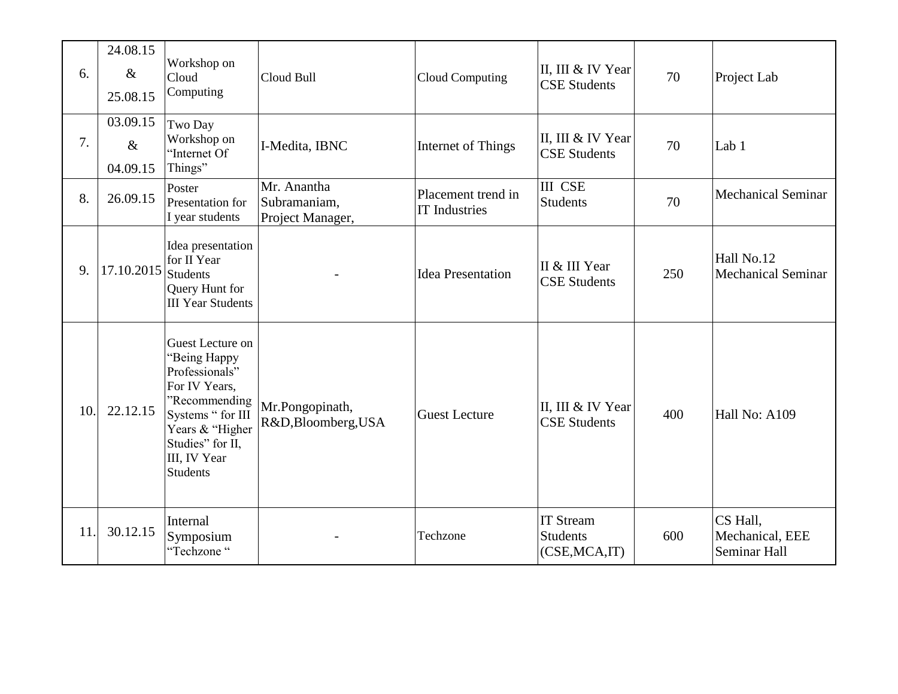| 6. | 24.08.15 & 25.08.15 | Workshop on Cloud Computing | Cloud Bull | Cloud Computing | II, III & IV Year CSE Students | 70 | Project Lab |
|---|---|---|---|---|---|---|---|
| 7. | 03.09.15 & 04.09.15 | Two Day Workshop on "Internet Of Things" | I-Medita, IBNC | Internet of Things | II, III & IV Year CSE Students | 70 | Lab 1 |
| 8. | 26.09.15 | Poster Presentation for I year students | Mr. Anantha Subramaniam, Project Manager, | Placement trend in IT Industries | III CSE Students | 70 | Mechanical Seminar |
| 9. | 17.10.2015 | Idea presentation for II Year Students Query Hunt for III Year Students | - | Idea Presentation | II & III Year CSE Students | 250 | Hall No.12 Mechanical Seminar |
| 10. | 22.12.15 | Guest Lecture on "Being Happy Professionals" For IV Years, "Recommending Systems " for III Years & "Higher Studies" for II, III, IV Year Students | Mr.Pongopinath, R&D,Bloomberg,USA | Guest Lecture | II, III & IV Year CSE Students | 400 | Hall No: A109 |
| 11. | 30.12.15 | Internal Symposium "Techzone " | - | Techzone | IT Stream Students (CSE,MCA,IT) | 600 | CS Hall, Mechanical, EEE Seminar Hall |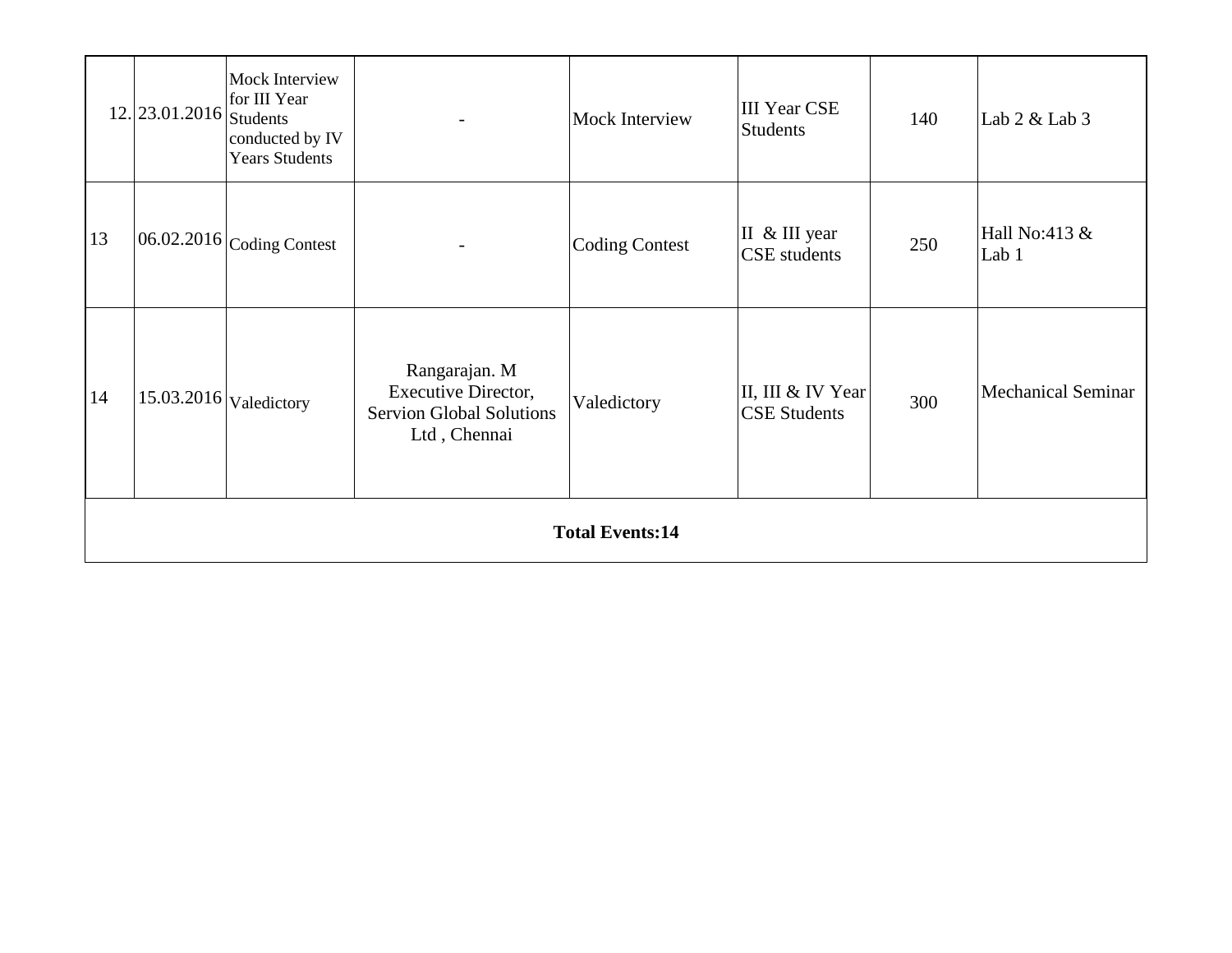| | | | | | | | |
|---|---|---|---|---|---|---|---|
| 12. | 23.01.2016 | Mock Interview for III Year Students conducted by IV Years Students | - | Mock Interview | III Year CSE Students | 140 | Lab 2 & Lab 3 |
| 13 | 06.02.2016 | Coding Contest | - | Coding Contest | II & III year CSE students | 250 | Hall No:413 & Lab 1 |
| 14 | 15.03.2016 | Valedictory | Rangarajan. M Executive Director, Servion Global Solutions Ltd , Chennai | Valedictory | II, III & IV Year CSE Students | 300 | Mechanical Seminar |
| **Total Events:14** | | | | | | | |